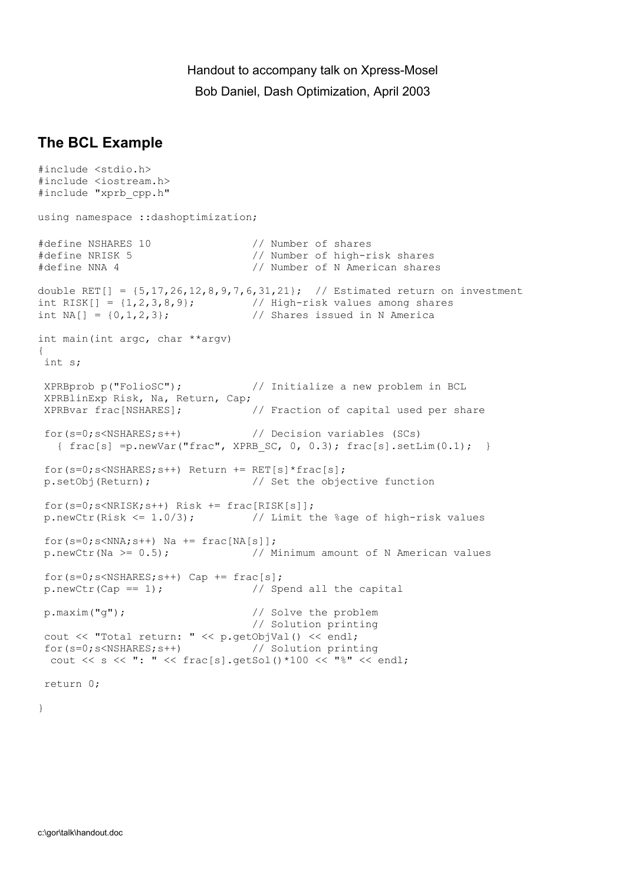Handout to accompany talk on Xpress-Mosel

Bob Daniel, Dash Optimization, April 2003

## The BCL Example

```
#include <stdio.h>
#include <iostream.h>
#include "xprb_cpp.h"

using namespace ::dashoptimization;

#define NSHARES 10                // Number of shares
#define NRISK 5                   // Number of high-risk shares
#define NNA 4                     // Number of N American shares

double RET[] = {5,17,26,12,8,9,7,6,31,21};  // Estimated return on investment
int RISK[] = {1,2,3,8,9};         // High-risk values among shares
int NA[] = {0,1,2,3};             // Shares issued in N America

int main(int argc, char **argv)
{
 int s;

 XPRBprob p("FolioSC");           // Initialize a new problem in BCL
 XPRBlinExp Risk, Na, Return, Cap;
 XPRBvar frac[NSHARES];           // Fraction of capital used per share

 for(s=0;s<NSHARES;s++)           // Decision variables (SCs)
   { frac[s] =p.newVar("frac", XPRB_SC, 0, 0.3); frac[s].setLim(0.1);  }

 for(s=0;s<NSHARES;s++) Return += RET[s]*frac[s];
 p.setObj(Return);                // Set the objective function

 for(s=0;s<NRISK;s++) Risk += frac[RISK[s]];
 p.newCtr(Risk <= 1.0/3);         // Limit the %age of high-risk values

 for(s=0;s<NNA;s++) Na += frac[NA[s]];
 p.newCtr(Na >= 0.5);             // Minimum amount of N American values

 for(s=0;s<NSHARES;s++) Cap += frac[s];
 p.newCtr(Cap == 1);              // Spend all the capital

 p.maxim("g");                    // Solve the problem
                                  // Solution printing
 cout << "Total return: " << p.getObjVal() << endl;
 for(s=0;s<NSHARES;s++)           // Solution printing
  cout << s << ": " << frac[s].getSol()*100 << "%" << endl;

 return 0;

}
```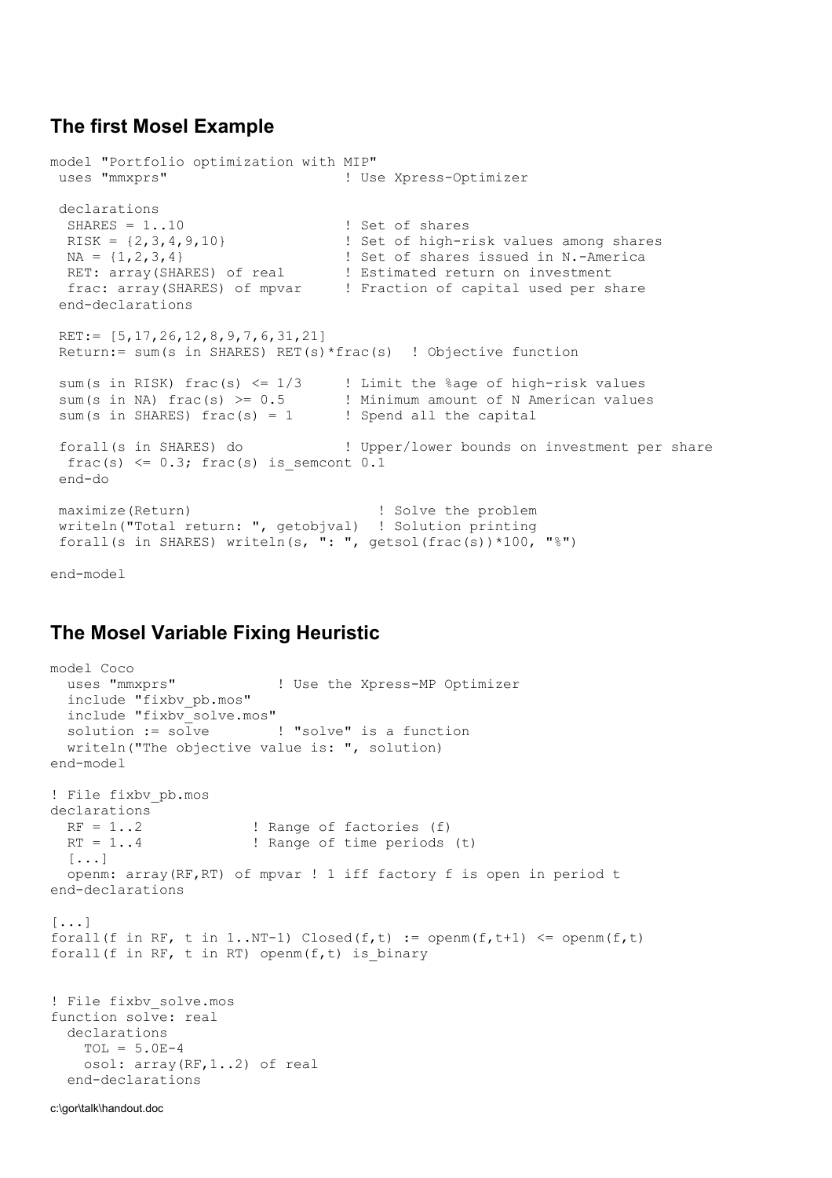## The first Mosel Example

```
model "Portfolio optimization with MIP"
 uses "mmxprs"                     ! Use Xpress-Optimizer

 declarations
  SHARES = 1..10                   ! Set of shares
  RISK = {2,3,4,9,10}              ! Set of high-risk values among shares
  NA = {1,2,3,4}                   ! Set of shares issued in N.-America
  RET: array(SHARES) of real       ! Estimated return on investment
  frac: array(SHARES) of mpvar     ! Fraction of capital used per share
 end-declarations

 RET:= [5,17,26,12,8,9,7,6,31,21]
 Return:= sum(s in SHARES) RET(s)*frac(s)  ! Objective function

 sum(s in RISK) frac(s) <= 1/3     ! Limit the %age of high-risk values
 sum(s in NA) frac(s) >= 0.5       ! Minimum amount of N American values
 sum(s in SHARES) frac(s) = 1      ! Spend all the capital

 forall(s in SHARES) do            ! Upper/lower bounds on investment per share
  frac(s) <= 0.3; frac(s) is_semcont 0.1
 end-do

 maximize(Return)                       ! Solve the problem
 writeln("Total return: ", getobjval)  ! Solution printing
 forall(s in SHARES) writeln(s, ": ", getsol(frac(s))*100, "%")

end-model
```

## The Mosel Variable Fixing Heuristic

```
model Coco
  uses "mmxprs"            ! Use the Xpress-MP Optimizer
  include "fixbv_pb.mos"
  include "fixbv_solve.mos"
  solution := solve        ! "solve" is a function
  writeln("The objective value is: ", solution)
end-model

! File fixbv_pb.mos
declarations
  RF = 1..2             ! Range of factories (f)
  RT = 1..4             ! Range of time periods (t)
  [...]
  openm: array(RF,RT) of mpvar ! 1 iff factory f is open in period t
end-declarations

[...]
forall(f in RF, t in 1..NT-1) Closed(f,t) := openm(f,t+1) <= openm(f,t)
forall(f in RF, t in RT) openm(f,t) is_binary


! File fixbv_solve.mos
function solve: real
  declarations
    TOL = 5.0E-4
    osol: array(RF,1..2) of real
  end-declarations
```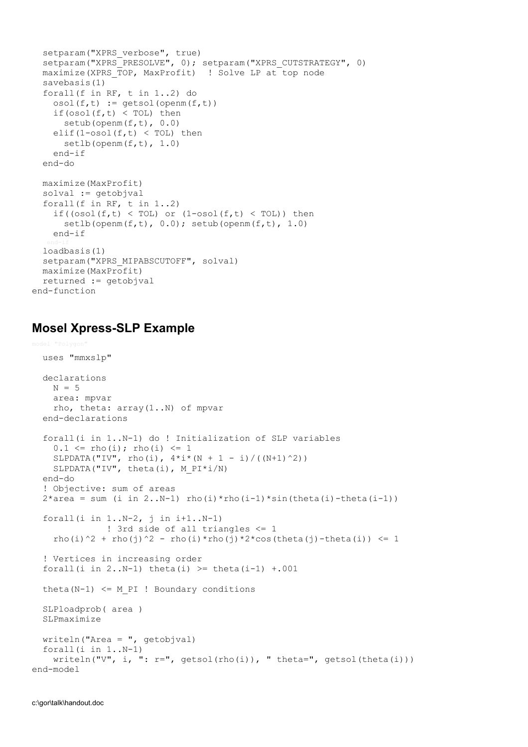```
  setparam("XPRS_verbose", true)
  setparam("XPRS_PRESOLVE", 0); setparam("XPRS_CUTSTRATEGY", 0)
  maximize(XPRS_TOP, MaxProfit)  ! Solve LP at top node
  savebasis(1)
  forall(f in RF, t in 1..2) do
    osol(f,t) := getsol(openm(f,t))
    if(osol(f,t) < TOL) then
      setub(openm(f,t), 0.0)
    elif(1-osol(f,t) < TOL) then
      setlb(openm(f,t), 1.0)
    end-if
  end-do

  maximize(MaxProfit)
  solval := getobjval
  forall(f in RF, t in 1..2)
    if((osol(f,t) < TOL) or (1-osol(f,t) < TOL)) then
      setlb(openm(f,t), 0.0); setub(openm(f,t), 1.0)
    end-if
   end-if
  loadbasis(1)
  setparam("XPRS_MIPABSCUTOFF", solval)
  maximize(MaxProfit)
  returned := getobjval
end-function
```

## Mosel Xpress-SLP Example

```
model "Polygon"
  uses "mmxslp"

  declarations
    N = 5
    area: mpvar
    rho, theta: array(1..N) of mpvar
  end-declarations

  forall(i in 1..N-1) do ! Initialization of SLP variables
    0.1 <= rho(i); rho(i) <= 1
    SLPDATA("IV", rho(i), 4*i*(N + 1 - i)/((N+1)^2))
    SLPDATA("IV", theta(i), M_PI*i/N)
  end-do
  ! Objective: sum of areas
  2*area = sum (i in 2..N-1) rho(i)*rho(i-1)*sin(theta(i)-theta(i-1))

  forall(i in 1..N-2, j in i+1..N-1)
             ! 3rd side of all triangles <= 1
    rho(i)^2 + rho(j)^2 - rho(i)*rho(j)*2*cos(theta(j)-theta(i)) <= 1

  ! Vertices in increasing order
  forall(i in 2..N-1) theta(i) >= theta(i-1) +.001

  theta(N-1) <= M_PI ! Boundary conditions

  SLPloadprob( area )
  SLPmaximize

  writeln("Area = ", getobjval)
  forall(i in 1..N-1)
    writeln("V", i, ": r=", getsol(rho(i)), " theta=", getsol(theta(i)))
end-model
```

c:\gor\talk\handout.doc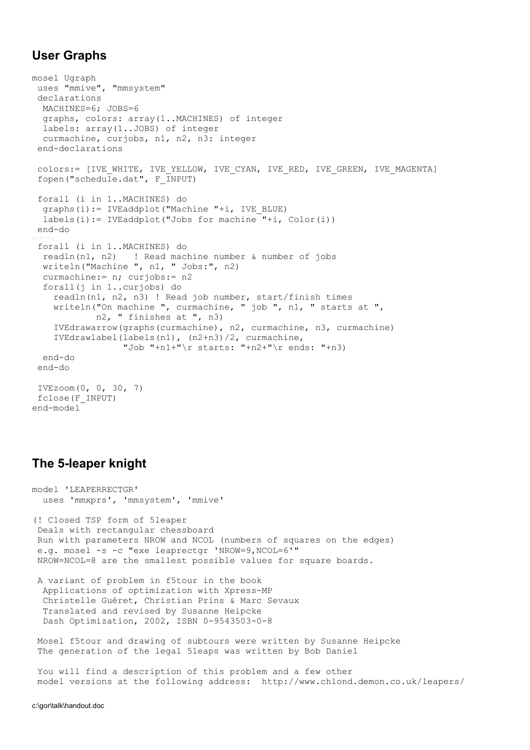## User Graphs

```
mosel Ugraph
 uses "mmive", "mmsystem"
 declarations
  MACHINES=6; JOBS=6
  graphs, colors: array(1..MACHINES) of integer
  labels: array(1..JOBS) of integer
  curmachine, curjobs, n1, n2, n3: integer
 end-declarations

 colors:= [IVE_WHITE, IVE_YELLOW, IVE_CYAN, IVE_RED, IVE_GREEN, IVE_MAGENTA]
 fopen("schedule.dat", F_INPUT)

 forall (i in 1..MACHINES) do
  graphs(i):= IVEaddplot("Machine "+i, IVE_BLUE)
  labels(i):= IVEaddplot("Jobs for machine "+i, Color(i))
 end-do
end-do
 forall (i in 1..MACHINES) do
  readln(n1, n2)   ! Read machine number & number of jobs
  writeln("Machine ", n1, " Jobs:", n2)
  curmachine:= n; curjobs:= n2
  forall(j in 1..curjobs) do
    readln(n1, n2, n3) ! Read job number, start/finish times
    writeln("On machine ", curmachine, " job ", n1, " starts at ",
           n2, " finishes at ", n3)
    IVEdrawarrow(graphs(curmachine), n2, curmachine, n3, curmachine)
    IVEdrawlabel(labels(n1), (n2+n3)/2, curmachine,
                 "Job "+n1+"\r starts: "+n2+"\r ends: "+n3)
  end-do
 end-do

 IVEzoom(0, 0, 30, 7)
 fclose(F_INPUT)
end-model
```

## The 5-leaper knight

```
model 'LEAPERRECTGR'
  uses 'mmxprs', 'mmsystem', 'mmive'

(! Closed TSP form of 5leaper
 Deals with rectangular chessboard
 Run with parameters NROW and NCOL (numbers of squares on the edges)
 e.g. mosel -s -c "exe leaprectgr 'NROW=9,NCOL=6'"
 NROW=NCOL=8 are the smallest possible values for square boards.

 A variant of problem in f5tour in the book
  Applications of optimization with Xpress-MP
  Christelle Guéret, Christian Prins & Marc Sevaux
  Translated and revised by Susanne Heipcke
  Dash Optimization, 2002, ISBN 0-9543503-0-8

 Mosel f5tour and drawing of subtours were written by Susanne Heipcke
 The generation of the legal 5leaps was written by Bob Daniel

 You will find a description of this problem and a few other
 model versions at the following address:  http://www.chlond.demon.co.uk/leapers/
```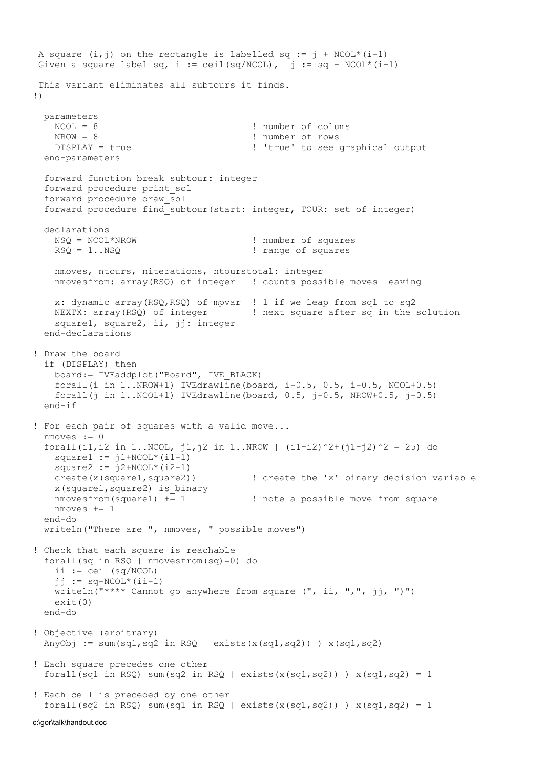```
 A square (i,j) on the rectangle is labelled sq := j + NCOL*(i-1)
 Given a square label sq, i := ceil(sq/NCOL),  j := sq - NCOL*(i-1)

 This variant eliminates all subtours it finds.
!)

  parameters
    NCOL = 8                            ! number of colums
    NROW = 8                            ! number of rows
    DISPLAY = true                      ! 'true' to see graphical output
  end-parameters

  forward function break_subtour: integer
  forward procedure print_sol
  forward procedure draw_sol
  forward procedure find_subtour(start: integer, TOUR: set of integer)

  declarations
    NSQ = NCOL*NROW                     ! number of squares
    RSQ = 1..NSQ                        ! range of squares

    nmoves, ntours, niterations, ntourstotal: integer
    nmovesfrom: array(RSQ) of integer   ! counts possible moves leaving

    x: dynamic array(RSQ,RSQ) of mpvar  ! 1 if we leap from sq1 to sq2
    NEXTX: array(RSQ) of integer        ! next square after sq in the solution
    square1, square2, ii, jj: integer
  end-declarations

! Draw the board
  if (DISPLAY) then
    board:= IVEaddplot("Board", IVE_BLACK)
    forall(i in 1..NROW+1) IVEdrawline(board, i-0.5, 0.5, i-0.5, NCOL+0.5)
    forall(j in 1..NCOL+1) IVEdrawline(board, 0.5, j-0.5, NROW+0.5, j-0.5)
  end-if

! For each pair of squares with a valid move...
  nmoves := 0
  forall(i1,i2 in 1..NCOL, j1,j2 in 1..NROW | (i1-i2)^2+(j1-j2)^2 = 25) do
    square1 := j1+NCOL*(i1-1)
    square2 := j2+NCOL*(i2-1)
    create(x(square1,square2))          ! create the 'x' binary decision variable
    x(square1,square2) is_binary
    nmovesfrom(square1) += 1            ! note a possible move from square
    nmoves += 1
  end-do
  writeln("There are ", nmoves, " possible moves")

! Check that each square is reachable
  forall(sq in RSQ | nmovesfrom(sq)=0) do
    ii := ceil(sq/NCOL)
    jj := sq-NCOL*(ii-1)
    writeln("**** Cannot go anywhere from square (", ii, ",", jj, ")")
    exit(0)
  end-do

! Objective (arbitrary)
  AnyObj := sum(sq1,sq2 in RSQ | exists(x(sq1,sq2)) ) x(sq1,sq2)

! Each square precedes one other
  forall(sq1 in RSQ) sum(sq2 in RSQ | exists(x(sq1,sq2)) ) x(sq1,sq2) = 1

! Each cell is preceded by one other
  forall(sq2 in RSQ) sum(sq1 in RSQ | exists(x(sq1,sq2)) ) x(sq1,sq2) = 1
```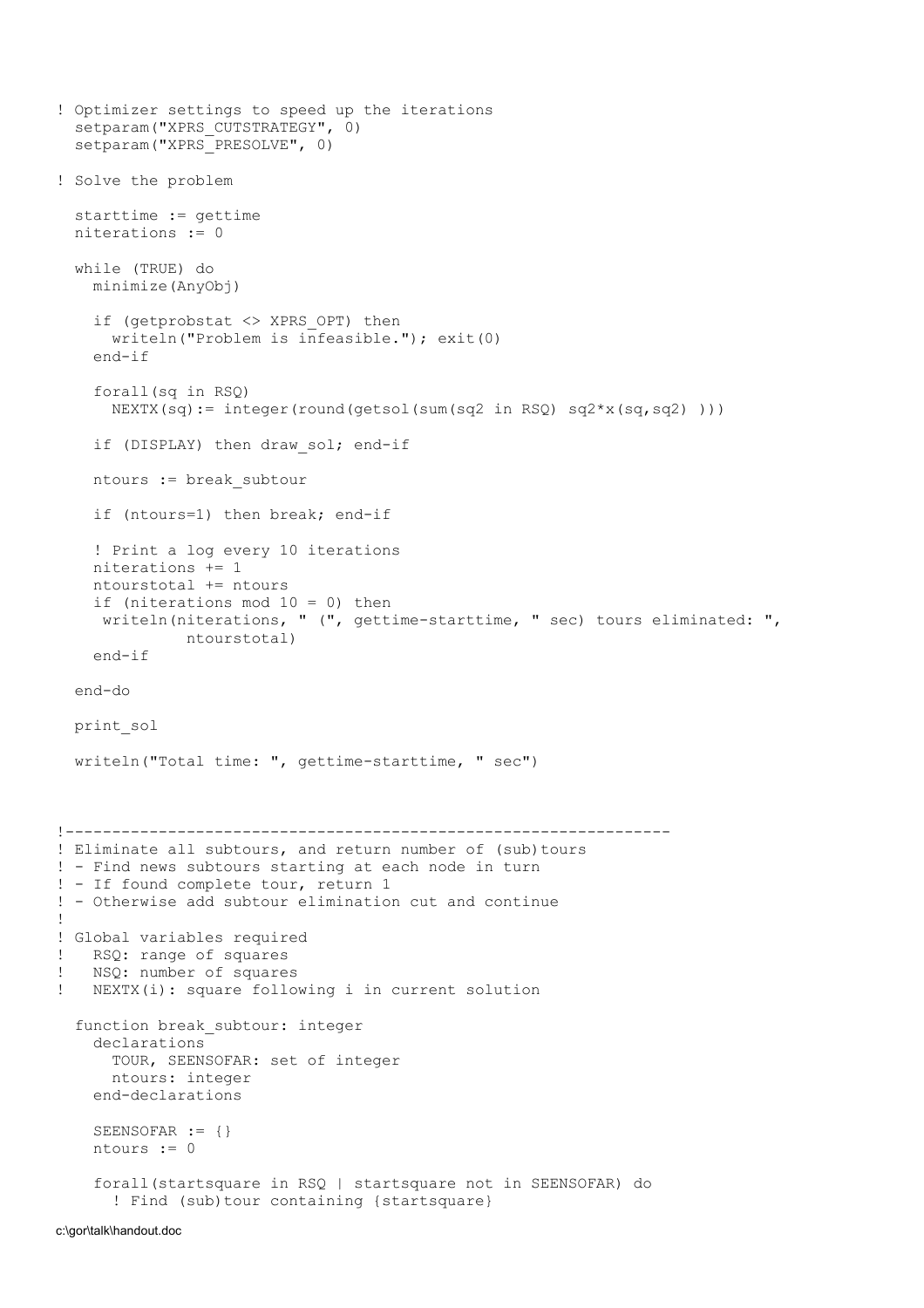```
! Optimizer settings to speed up the iterations
  setparam("XPRS_CUTSTRATEGY", 0)
  setparam("XPRS_PRESOLVE", 0)

! Solve the problem

  starttime := gettime
  niterations := 0

  while (TRUE) do
    minimize(AnyObj)

    if (getprobstat <> XPRS_OPT) then
      writeln("Problem is infeasible."); exit(0)
    end-if

    forall(sq in RSQ)
      NEXTX(sq):= integer(round(getsol(sum(sq2 in RSQ) sq2*x(sq,sq2) )))

    if (DISPLAY) then draw_sol; end-if

    ntours := break_subtour

    if (ntours=1) then break; end-if

    ! Print a log every 10 iterations
    niterations += 1
    ntourstotal += ntours
    if (niterations mod 10 = 0) then
     writeln(niterations, " (", gettime-starttime, " sec) tours eliminated: ",
              ntourstotal)
    end-if

  end-do

  print_sol

  writeln("Total time: ", gettime-starttime, " sec")



!-----------------------------------------------------------------
! Eliminate all subtours, and return number of (sub)tours
! - Find news subtours starting at each node in turn
! - If found complete tour, return 1
! - Otherwise add subtour elimination cut and continue
!
! Global variables required
!   RSQ: range of squares
!   NSQ: number of squares
!   NEXTX(i): square following i in current solution

  function break_subtour: integer
    declarations
      TOUR, SEENSOFAR: set of integer
      ntours: integer
    end-declarations

    SEENSOFAR := {}
    ntours := 0

    forall(startsquare in RSQ | startsquare not in SEENSOFAR) do
      ! Find (sub)tour containing {startsquare}
```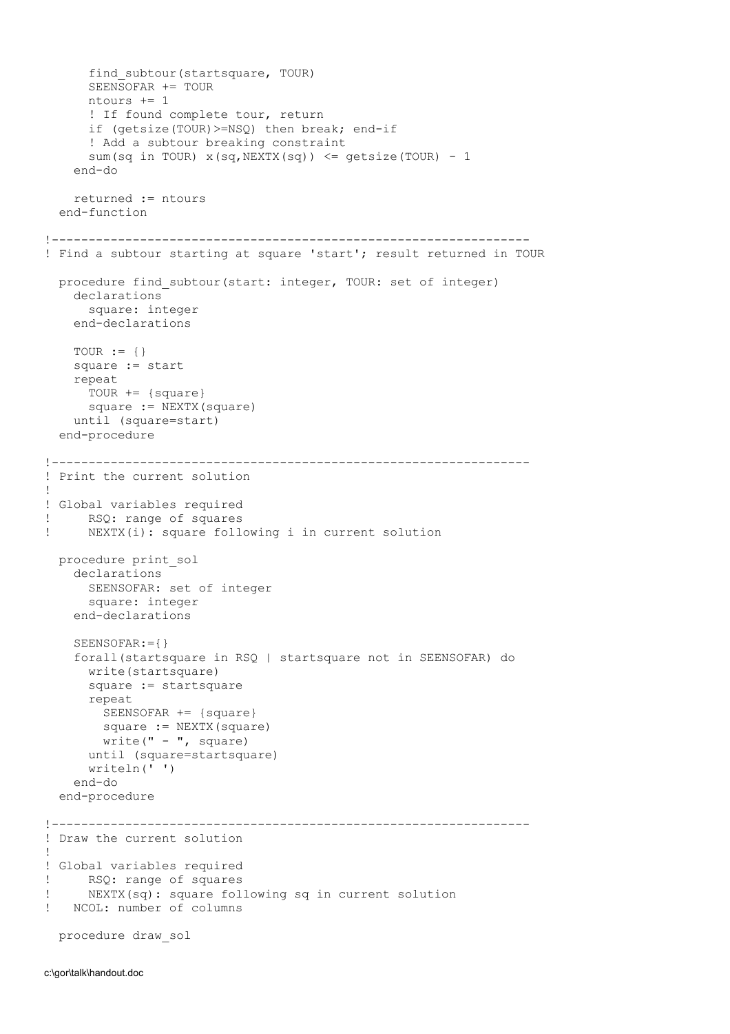```
      find_subtour(startsquare, TOUR)
      SEENSOFAR += TOUR
      ntours += 1
      ! If found complete tour, return
      if (getsize(TOUR)>=NSQ) then break; end-if
      ! Add a subtour breaking constraint
      sum(sq in TOUR) x(sq,NEXTX(sq)) <= getsize(TOUR) - 1
    end-do

    returned := ntours
  end-function

!-----------------------------------------------------------------
! Find a subtour starting at square 'start'; result returned in TOUR

  procedure find_subtour(start: integer, TOUR: set of integer)
    declarations
      square: integer
    end-declarations

    TOUR := {}
    square := start
    repeat
      TOUR += {square}
      square := NEXTX(square)
    until (square=start)
  end-procedure

!-----------------------------------------------------------------
! Print the current solution
!
! Global variables required
!     RSQ: range of squares
!     NEXTX(i): square following i in current solution

  procedure print_sol
    declarations
      SEENSOFAR: set of integer
      square: integer
    end-declarations

    SEENSOFAR:={}
    forall(startsquare in RSQ | startsquare not in SEENSOFAR) do
      write(startsquare)
      square := startsquare
      repeat
        SEENSOFAR += {square}
        square := NEXTX(square)
        write(" - ", square)
      until (square=startsquare)
      writeln(' ')
    end-do
  end-procedure

!-----------------------------------------------------------------
! Draw the current solution
!
! Global variables required
!     RSQ: range of squares
!     NEXTX(sq): square following sq in current solution
!   NCOL: number of columns

  procedure draw_sol
```

c:\gor\talk\handout.doc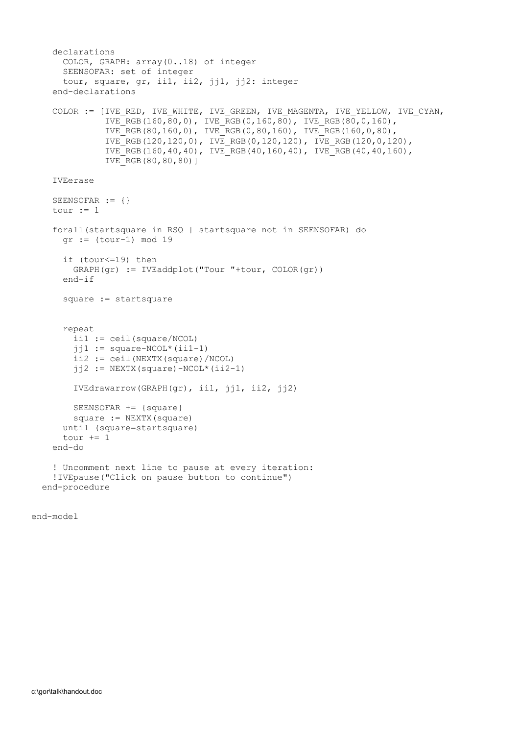```
    declarations
      COLOR, GRAPH: array(0..18) of integer
      SEENSOFAR: set of integer
      tour, square, gr, ii1, ii2, jj1, jj2: integer
    end-declarations

    COLOR := [IVE_RED, IVE_WHITE, IVE_GREEN, IVE_MAGENTA, IVE_YELLOW, IVE_CYAN,
              IVE_RGB(160,80,0), IVE_RGB(0,160,80), IVE_RGB(80,0,160),
              IVE_RGB(80,160,0), IVE_RGB(0,80,160), IVE_RGB(160,0,80),
              IVE_RGB(120,120,0), IVE_RGB(0,120,120), IVE_RGB(120,0,120),
              IVE_RGB(160,40,40), IVE_RGB(40,160,40), IVE_RGB(40,40,160),
              IVE_RGB(80,80,80)]

    IVEerase

    SEENSOFAR := {}
    tour := 1

    forall(startsquare in RSQ | startsquare not in SEENSOFAR) do
      gr := (tour-1) mod 19

      if (tour<=19) then
        GRAPH(gr) := IVEaddplot("Tour "+tour, COLOR(gr))
      end-if

      square := startsquare


      repeat
        ii1 := ceil(square/NCOL)
        jj1 := square-NCOL*(ii1-1)
        ii2 := ceil(NEXTX(square)/NCOL)
        jj2 := NEXTX(square)-NCOL*(ii2-1)

        IVEdrawarrow(GRAPH(gr), ii1, jj1, ii2, jj2)

        SEENSOFAR += {square}
        square := NEXTX(square)
      until (square=startsquare)
      tour += 1
    end-do

    ! Uncomment next line to pause at every iteration:
    !IVEpause("Click on pause button to continue")
  end-procedure

end-model
```

c:\gor\talk\handout.doc